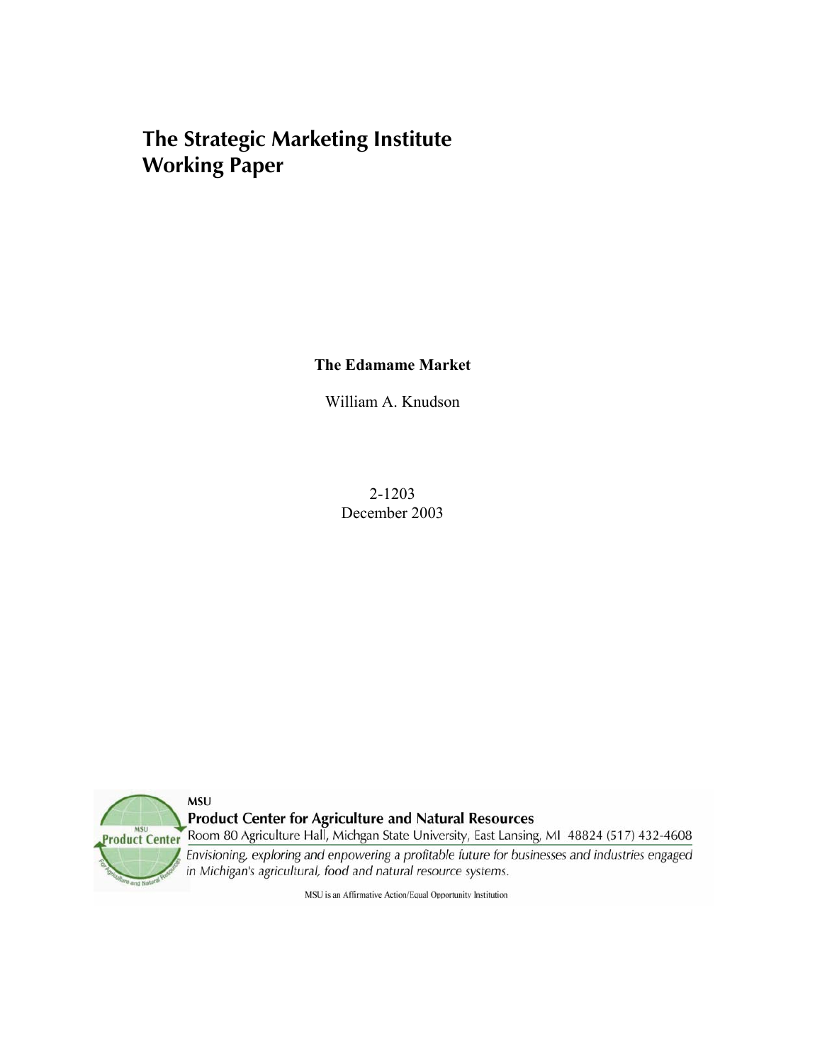# The Strategic Marketing Institute Working Paper

**The Edamame Market**

William A. Knudson

2-1203
December 2003

MSU
**Product Center for Agriculture and Natural Resources**
Room 80 Agriculture Hall, Michgan State University, East Lansing, MI 48824 (517) 432-4608
*Envisioning, exploring and enpowering a profitable future for businesses and industries engaged in Michigan's agricultural, food and natural resource systems.*

MSU is an Affirmative Action/Equal Opportunity Institution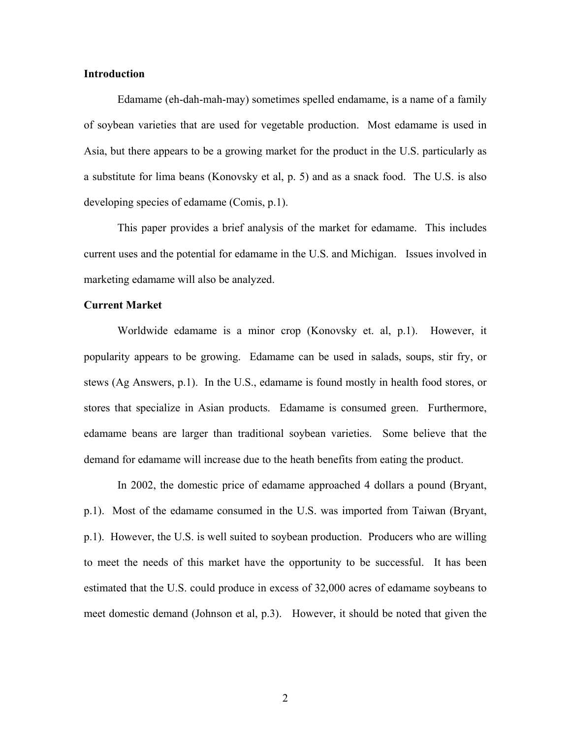**Introduction**

Edamame (eh-dah-mah-may) sometimes spelled endamame, is a name of a family of soybean varieties that are used for vegetable production. Most edamame is used in Asia, but there appears to be a growing market for the product in the U.S. particularly as a substitute for lima beans (Konovsky et al, p. 5) and as a snack food. The U.S. is also developing species of edamame (Comis, p.1).

This paper provides a brief analysis of the market for edamame. This includes current uses and the potential for edamame in the U.S. and Michigan. Issues involved in marketing edamame will also be analyzed.

**Current Market**

Worldwide edamame is a minor crop (Konovsky et. al, p.1). However, it popularity appears to be growing. Edamame can be used in salads, soups, stir fry, or stews (Ag Answers, p.1). In the U.S., edamame is found mostly in health food stores, or stores that specialize in Asian products. Edamame is consumed green. Furthermore, edamame beans are larger than traditional soybean varieties. Some believe that the demand for edamame will increase due to the heath benefits from eating the product.

In 2002, the domestic price of edamame approached 4 dollars a pound (Bryant, p.1). Most of the edamame consumed in the U.S. was imported from Taiwan (Bryant, p.1). However, the U.S. is well suited to soybean production. Producers who are willing to meet the needs of this market have the opportunity to be successful. It has been estimated that the U.S. could produce in excess of 32,000 acres of edamame soybeans to meet domestic demand (Johnson et al, p.3). However, it should be noted that given the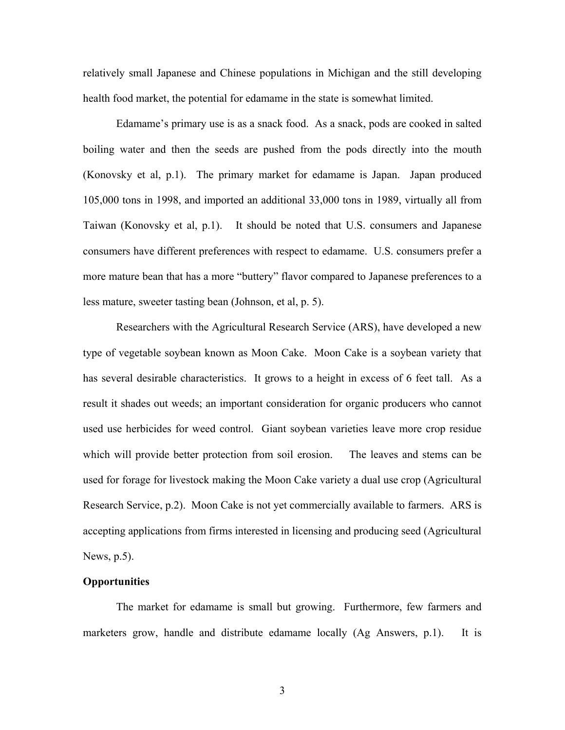relatively small Japanese and Chinese populations in Michigan and the still developing health food market, the potential for edamame in the state is somewhat limited.

Edamame's primary use is as a snack food. As a snack, pods are cooked in salted boiling water and then the seeds are pushed from the pods directly into the mouth (Konovsky et al, p.1). The primary market for edamame is Japan. Japan produced 105,000 tons in 1998, and imported an additional 33,000 tons in 1989, virtually all from Taiwan (Konovsky et al, p.1). It should be noted that U.S. consumers and Japanese consumers have different preferences with respect to edamame. U.S. consumers prefer a more mature bean that has a more "buttery" flavor compared to Japanese preferences to a less mature, sweeter tasting bean (Johnson, et al, p. 5).

Researchers with the Agricultural Research Service (ARS), have developed a new type of vegetable soybean known as Moon Cake. Moon Cake is a soybean variety that has several desirable characteristics. It grows to a height in excess of 6 feet tall. As a result it shades out weeds; an important consideration for organic producers who cannot used use herbicides for weed control. Giant soybean varieties leave more crop residue which will provide better protection from soil erosion. The leaves and stems can be used for forage for livestock making the Moon Cake variety a dual use crop (Agricultural Research Service, p.2). Moon Cake is not yet commercially available to farmers. ARS is accepting applications from firms interested in licensing and producing seed (Agricultural News, p.5).

**Opportunities**

The market for edamame is small but growing. Furthermore, few farmers and marketers grow, handle and distribute edamame locally (Ag Answers, p.1). It is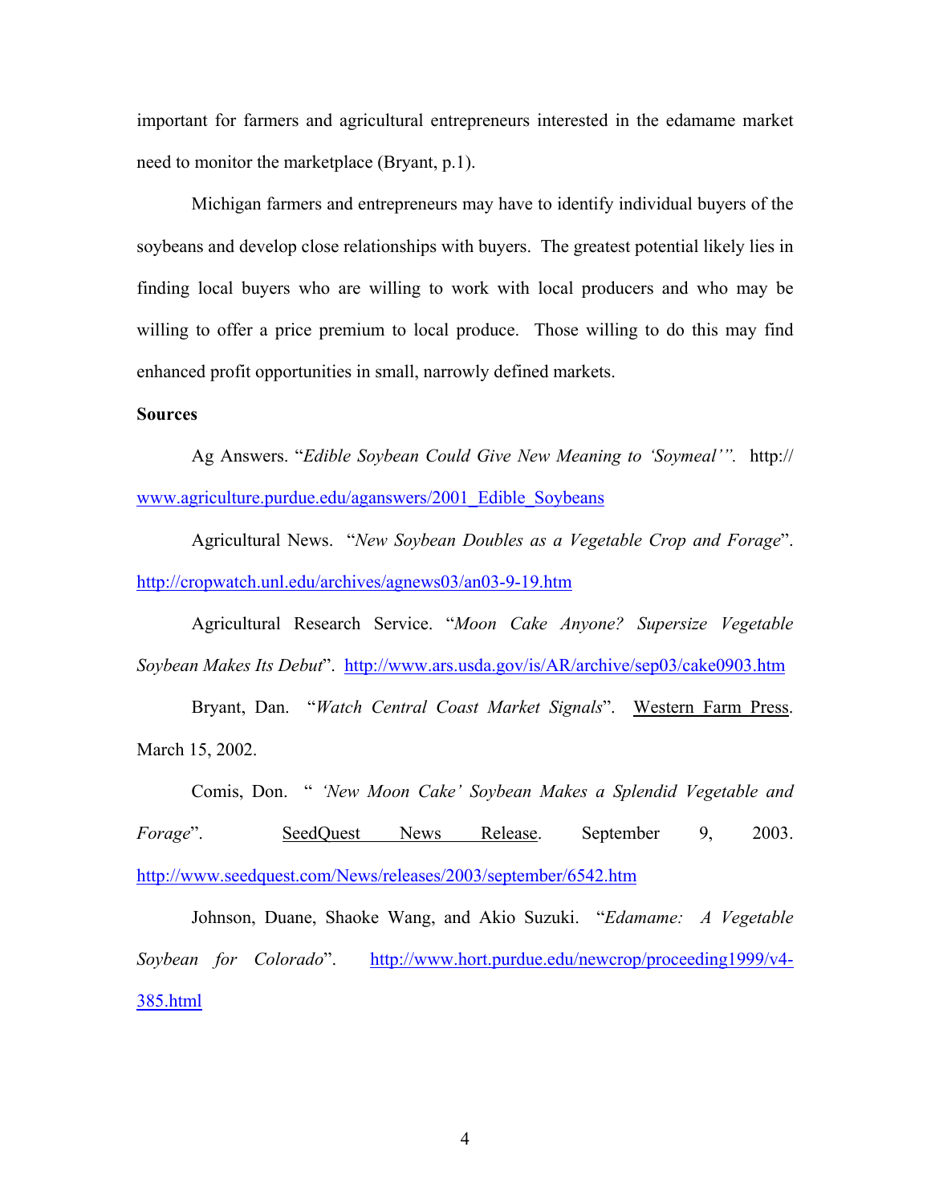important for farmers and agricultural entrepreneurs interested in the edamame market need to monitor the marketplace (Bryant, p.1).

Michigan farmers and entrepreneurs may have to identify individual buyers of the soybeans and develop close relationships with buyers. The greatest potential likely lies in finding local buyers who are willing to work with local producers and who may be willing to offer a price premium to local produce. Those willing to do this may find enhanced profit opportunities in small, narrowly defined markets.

**Sources**

Ag Answers. "*Edible Soybean Could Give New Meaning to 'Soymeal'"*. http://www.agriculture.purdue.edu/aganswers/2001_Edible_Soybeans

Agricultural News. "*New Soybean Doubles as a Vegetable Crop and Forage*". http://cropwatch.unl.edu/archives/agnews03/an03-9-19.htm

Agricultural Research Service. "*Moon Cake Anyone? Supersize Vegetable Soybean Makes Its Debut*". http://www.ars.usda.gov/is/AR/archive/sep03/cake0903.htm

Bryant, Dan. "*Watch Central Coast Market Signals*". Western Farm Press. March 15, 2002.

Comis, Don. " *'New Moon Cake' Soybean Makes a Splendid Vegetable and Forage*". SeedQuest News Release. September 9, 2003. http://www.seedquest.com/News/releases/2003/september/6542.htm

Johnson, Duane, Shaoke Wang, and Akio Suzuki. "*Edamame: A Vegetable Soybean for Colorado*". http://www.hort.purdue.edu/newcrop/proceeding1999/v4-385.html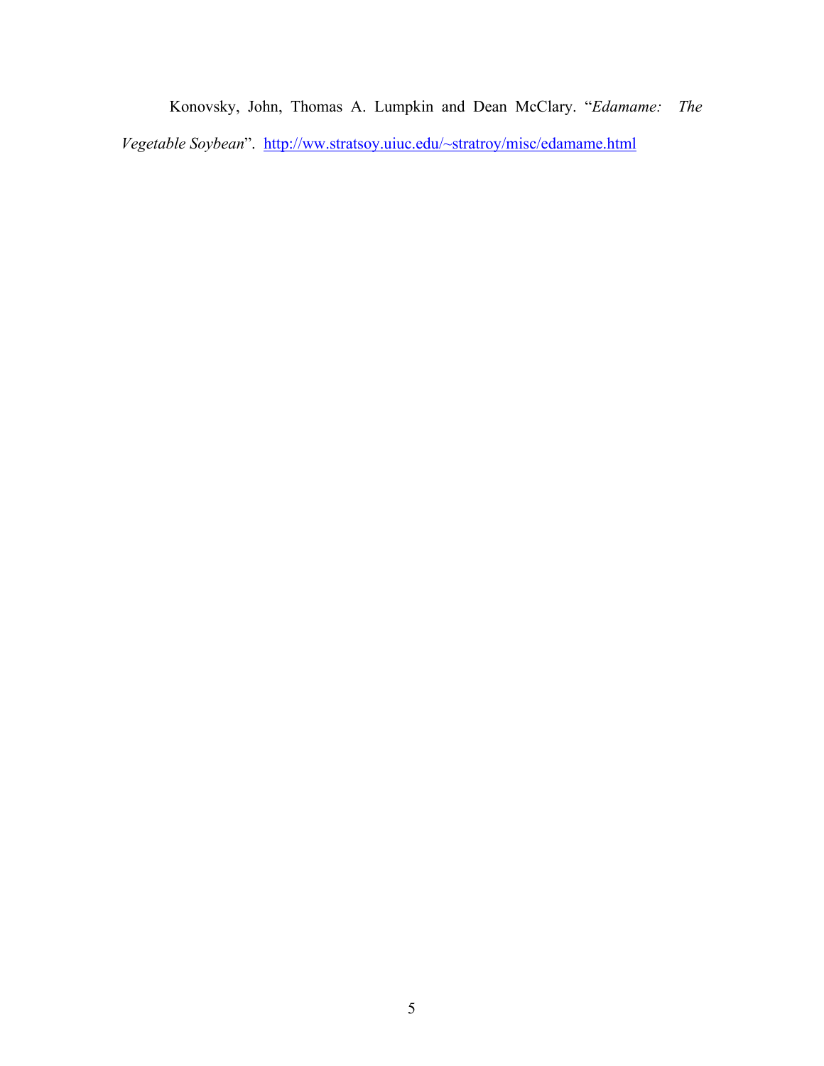Konovsky, John, Thomas A. Lumpkin and Dean McClary. "*Edamame: The Vegetable Soybean*". http://ww.stratsoy.uiuc.edu/~stratroy/misc/edamame.html